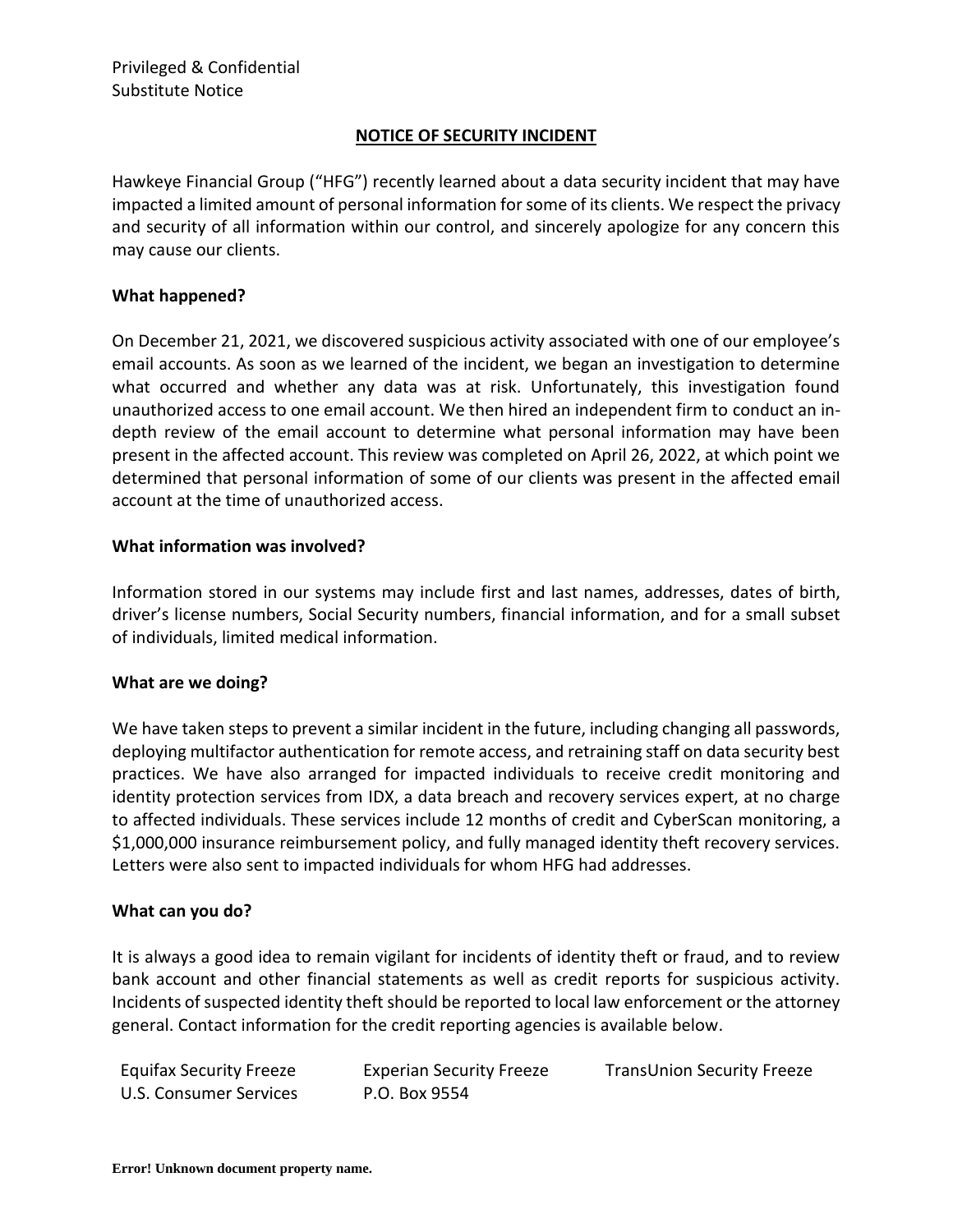Privileged & Confidential
Substitute Notice

## NOTICE OF SECURITY INCIDENT

Hawkeye Financial Group ("HFG") recently learned about a data security incident that may have impacted a limited amount of personal information for some of its clients. We respect the privacy and security of all information within our control, and sincerely apologize for any concern this may cause our clients.

**What happened?**

On December 21, 2021, we discovered suspicious activity associated with one of our employee's email accounts. As soon as we learned of the incident, we began an investigation to determine what occurred and whether any data was at risk. Unfortunately, this investigation found unauthorized access to one email account. We then hired an independent firm to conduct an in-depth review of the email account to determine what personal information may have been present in the affected account. This review was completed on April 26, 2022, at which point we determined that personal information of some of our clients was present in the affected email account at the time of unauthorized access.

**What information was involved?**

Information stored in our systems may include first and last names, addresses, dates of birth, driver's license numbers, Social Security numbers, financial information, and for a small subset of individuals, limited medical information.

**What are we doing?**

We have taken steps to prevent a similar incident in the future, including changing all passwords, deploying multifactor authentication for remote access, and retraining staff on data security best practices. We have also arranged for impacted individuals to receive credit monitoring and identity protection services from IDX, a data breach and recovery services expert, at no charge to affected individuals. These services include 12 months of credit and CyberScan monitoring, a $1,000,000 insurance reimbursement policy, and fully managed identity theft recovery services. Letters were also sent to impacted individuals for whom HFG had addresses.

**What can you do?**

It is always a good idea to remain vigilant for incidents of identity theft or fraud, and to review bank account and other financial statements as well as credit reports for suspicious activity. Incidents of suspected identity theft should be reported to local law enforcement or the attorney general. Contact information for the credit reporting agencies is available below.

| Equifax Security Freeze | Experian Security Freeze | TransUnion Security Freeze |
|---|---|---|
| U.S. Consumer Services | P.O. Box 9554 | |

Error! Unknown document property name.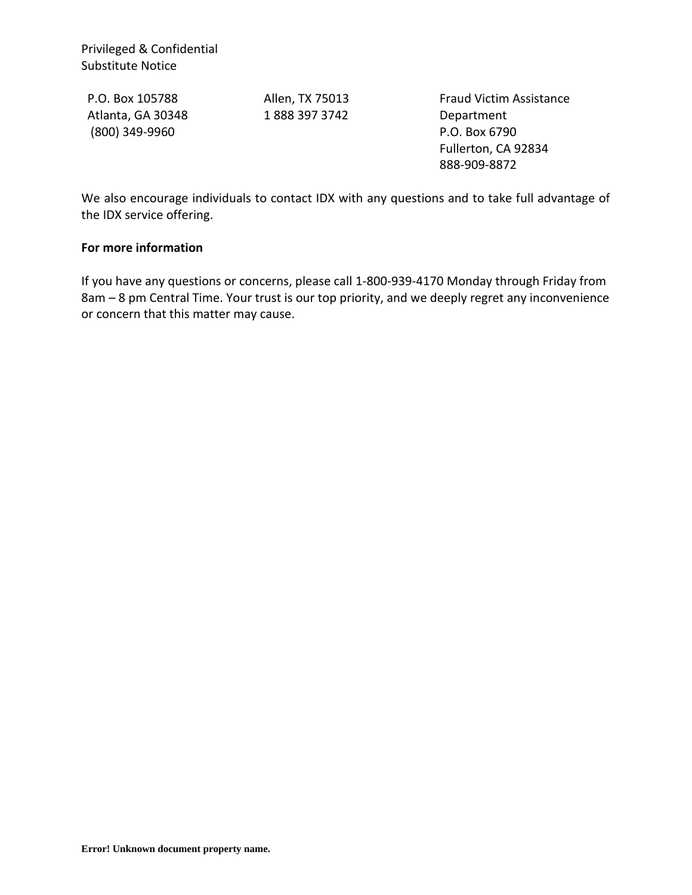| | | |
|---|---|---|
| P.O. Box 105788<br>Atlanta, GA 30348<br>(800) 349-9960 | Allen, TX 75013<br>1 888 397 3742 | Fraud Victim Assistance Department<br>P.O. Box 6790<br>Fullerton, CA 92834<br>888-909-8872 |

We also encourage individuals to contact IDX with any questions and to take full advantage of the IDX service offering.

**For more information**

If you have any questions or concerns, please call 1-800-939-4170 Monday through Friday from 8am – 8 pm Central Time. Your trust is our top priority, and we deeply regret any inconvenience or concern that this matter may cause.